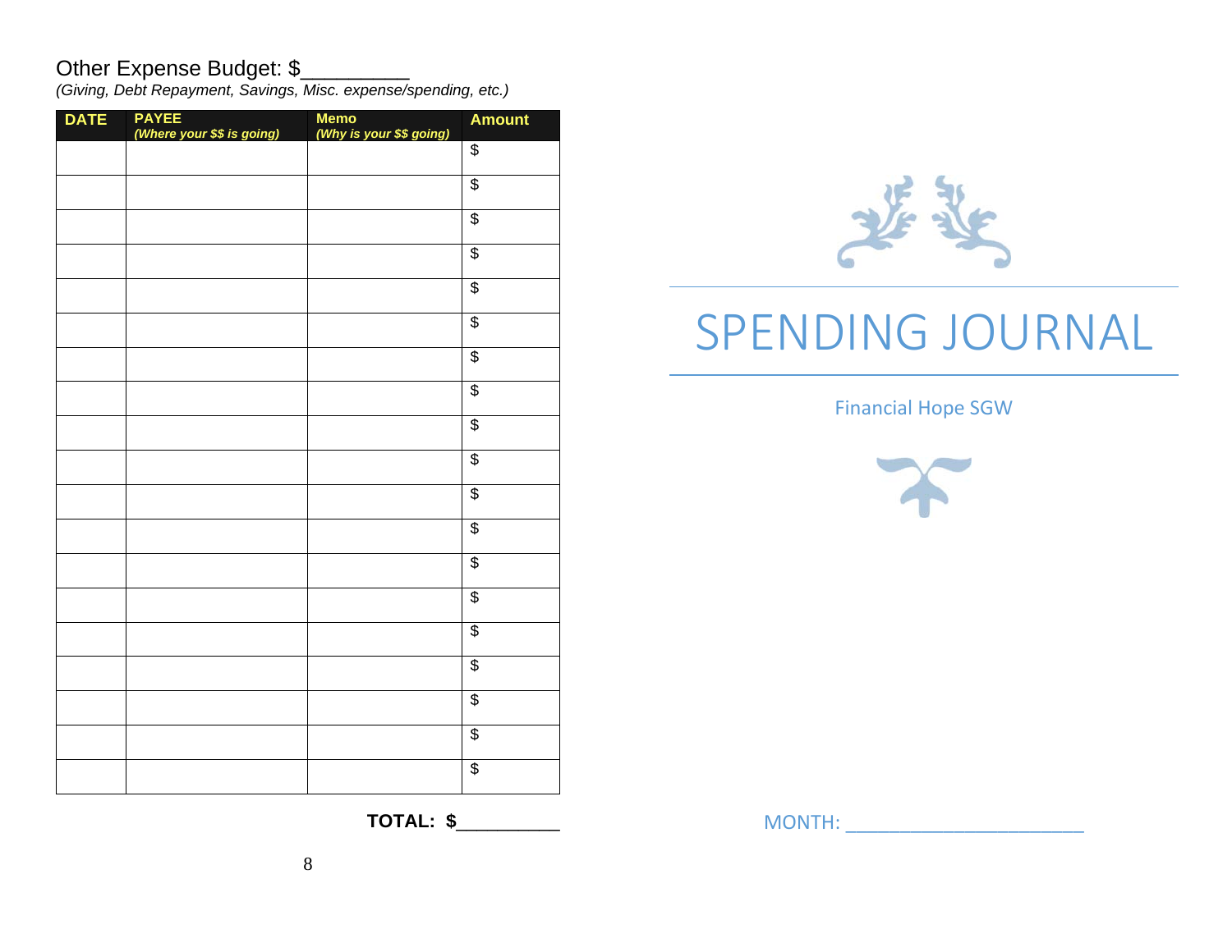Other Expense Budget: $__________

*(Giving, Debt Repayment, Savings, Misc. expense/spending, etc.)*

| DATE | PAYEE *(Where your $$ is going)* | Memo *(Why is your $$ going)* | Amount |
|---|---|---|---|
| | | | $ |
| | | | $ |
| | | | $ |
| | | | $ |
| | | | $ |
| | | | $ |
| | | | $ |
| | | | $ |
| | | | $ |
| | | | $ |
| | | | $ |
| | | | $ |
| | | | $ |
| | | | $ |
| | | | $ |
| | | | $ |
| | | | $ |
| | | | $ |
| | | | $ |

**TOTAL: $__________**

# SPENDING JOURNAL

Financial Hope SGW

MONTH: ______________________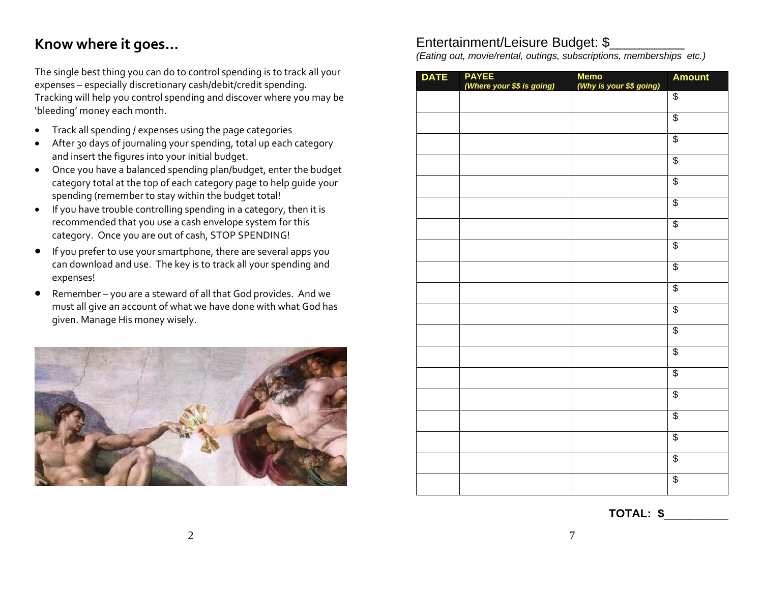## Know where it goes…

The single best thing you can do to control spending is to track all your expenses – especially discretionary cash/debit/credit spending. Tracking will help you control spending and discover where you may be 'bleeding' money each month.

- Track all spending / expenses using the page categories
- After 30 days of journaling your spending, total up each category and insert the figures into your initial budget.
- Once you have a balanced spending plan/budget, enter the budget category total at the top of each category page to help guide your spending (remember to stay within the budget total!
- If you have trouble controlling spending in a category, then it is recommended that you use a cash envelope system for this category. Once you are out of cash, STOP SPENDING!
- If you prefer to use your smartphone, there are several apps you can download and use. The key is to track all your spending and expenses!
- Remember – you are a steward of all that God provides. And we must all give an account of what we have done with what God has given. Manage His money wisely.

## Entertainment/Leisure Budget: $__________

*(Eating out, movie/rental, outings, subscriptions, memberships etc.)*

| DATE | PAYEE *(Where your $$ is going)* | Memo *(Why is your $$ going)* | Amount |
|---|---|---|---|
| | | | $ |
| | | | $ |
| | | | $ |
| | | | $ |
| | | | $ |
| | | | $ |
| | | | $ |
| | | | $ |
| | | | $ |
| | | | $ |
| | | | $ |
| | | | $ |
| | | | $ |
| | | | $ |
| | | | $ |
| | | | $ |
| | | | $ |
| | | | $ |
| | | | $ |

**TOTAL: $__________**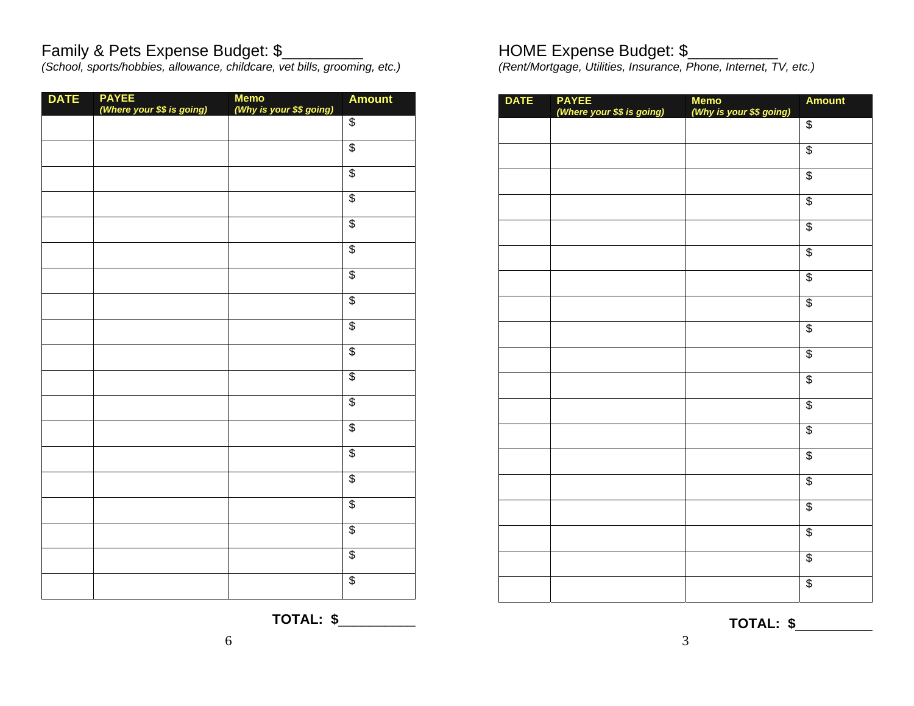Family & Pets Expense Budget: $__________

*(School, sports/hobbies, allowance, childcare, vet bills, grooming, etc.)*

| DATE | PAYEE *(Where your $$ is going)* | Memo *(Why is your $$ going)* | Amount |
|---|---|---|---|
| | | | $ |
| | | | $ |
| | | | $ |
| | | | $ |
| | | | $ |
| | | | $ |
| | | | $ |
| | | | $ |
| | | | $ |
| | | | $ |
| | | | $ |
| | | | $ |
| | | | $ |
| | | | $ |
| | | | $ |
| | | | $ |
| | | | $ |
| | | | $ |
| | | | $ |

**TOTAL: $__________**

HOME Expense Budget: $___________

*(Rent/Mortgage, Utilities, Insurance, Phone, Internet, TV, etc.)*

| DATE | PAYEE *(Where your $$ is going)* | Memo *(Why is your $$ going)* | Amount |
|---|---|---|---|
| | | | $ |
| | | | $ |
| | | | $ |
| | | | $ |
| | | | $ |
| | | | $ |
| | | | $ |
| | | | $ |
| | | | $ |
| | | | $ |
| | | | $ |
| | | | $ |
| | | | $ |
| | | | $ |
| | | | $ |
| | | | $ |
| | | | $ |
| | | | $ |
| | | | $ |

**TOTAL: $__________**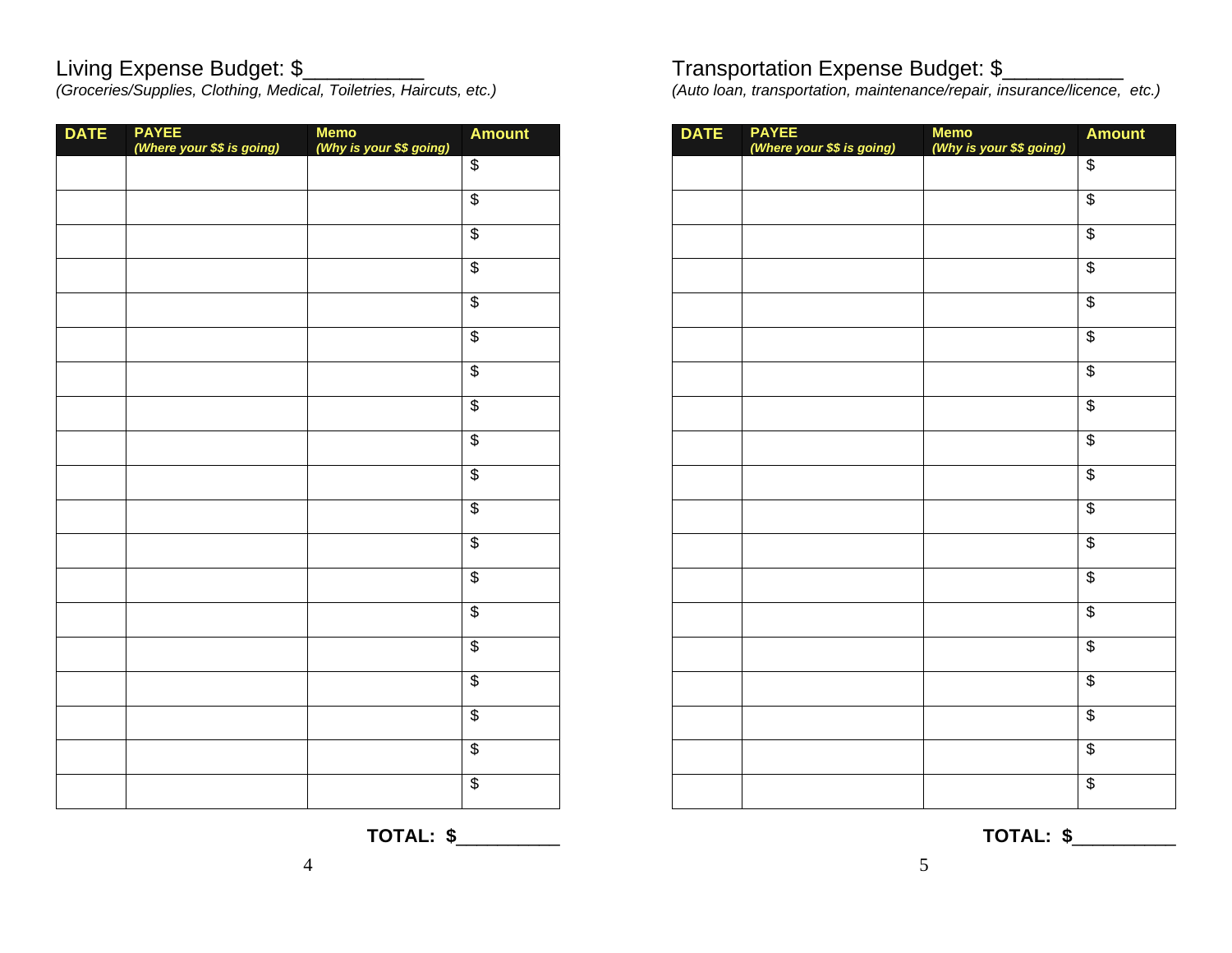Living Expense Budget: $__________

*(Groceries/Supplies, Clothing, Medical, Toiletries, Haircuts, etc.)*

| **DATE** | **PAYEE** *(Where your $$ is going)* | **Memo** *(Why is your $$ going)* | **Amount** |
|---|---|---|---|
| | | | $ |
| | | | $ |
| | | | $ |
| | | | $ |
| | | | $ |
| | | | $ |
| | | | $ |
| | | | $ |
| | | | $ |
| | | | $ |
| | | | $ |
| | | | $ |
| | | | $ |
| | | | $ |
| | | | $ |
| | | | $ |
| | | | $ |
| | | | $ |
| | | | $ |

**TOTAL: $__________**

Transportation Expense Budget: $__________

*(Auto loan, transportation, maintenance/repair, insurance/licence, etc.)*

| **DATE** | **PAYEE** *(Where your $$ is going)* | **Memo** *(Why is your $$ going)* | **Amount** |
|---|---|---|---|
| | | | $ |
| | | | $ |
| | | | $ |
| | | | $ |
| | | | $ |
| | | | $ |
| | | | $ |
| | | | $ |
| | | | $ |
| | | | $ |
| | | | $ |
| | | | $ |
| | | | $ |
| | | | $ |
| | | | $ |
| | | | $ |
| | | | $ |
| | | | $ |
| | | | $ |

**TOTAL: $__________**